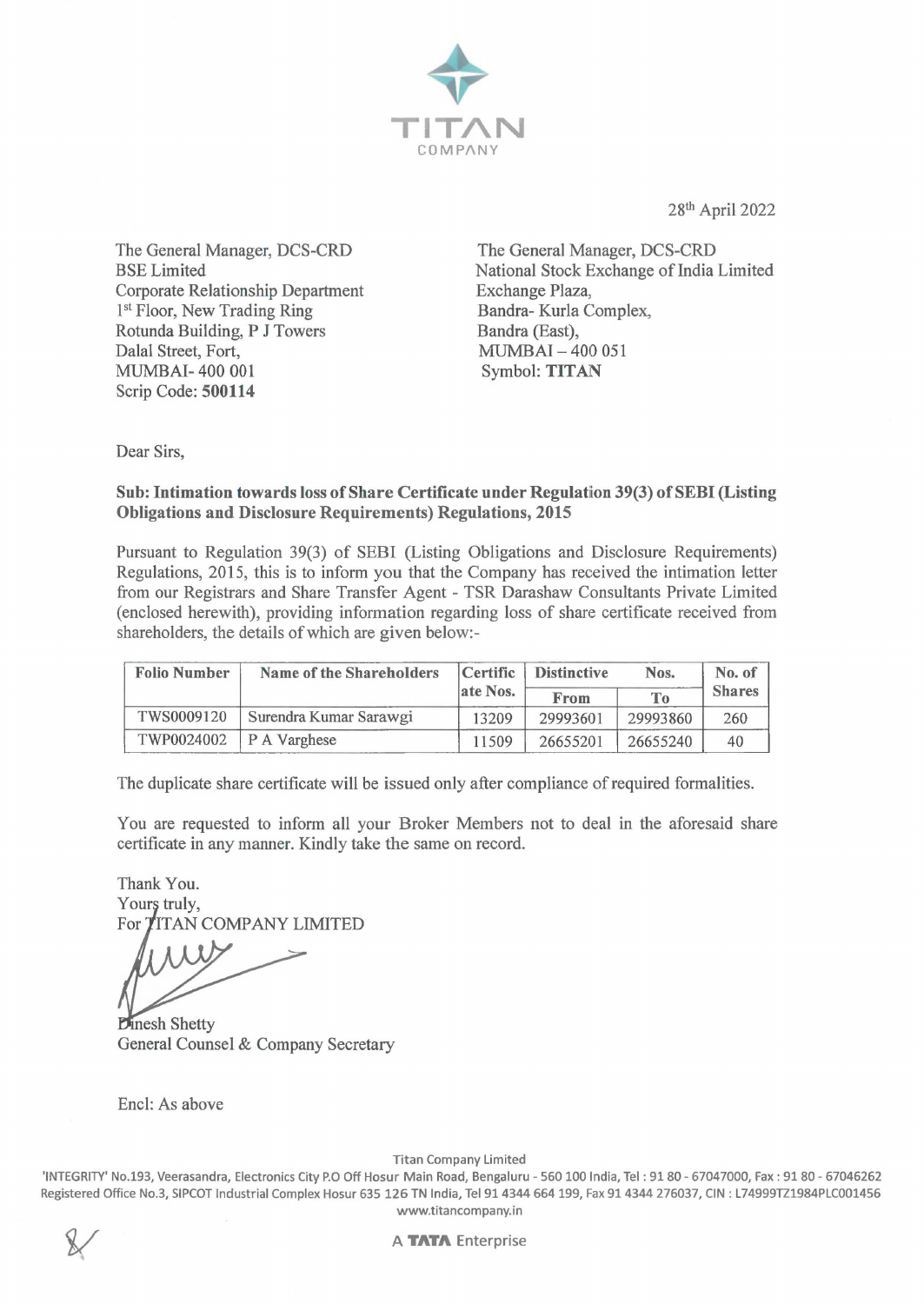TITAN COMPANY

28th April 2022

The General Manager, DCS-CRD
BSE Limited
Corporate Relationship Department
1st Floor, New Trading Ring
Rotunda Building, P J Towers
Dalal Street, Fort,
MUMBAI- 400 001
Scrip Code: **500114**

The General Manager, DCS-CRD
National Stock Exchange of India Limited
Exchange Plaza,
Bandra- Kurla Complex,
Bandra (East),
MUMBAI – 400 051
Symbol: **TITAN**

Dear Sirs,

**Sub: Intimation towards loss of Share Certificate under Regulation 39(3) of SEBI (Listing Obligations and Disclosure Requirements) Regulations, 2015**

Pursuant to Regulation 39(3) of SEBI (Listing Obligations and Disclosure Requirements) Regulations, 2015, this is to inform you that the Company has received the intimation letter from our Registrars and Share Transfer Agent - TSR Darashaw Consultants Private Limited (enclosed herewith), providing information regarding loss of share certificate received from shareholders, the details of which are given below:-

| Folio Number | Name of the Shareholders | Certificate Nos. | Distinctive Nos. From | Distinctive Nos. To | No. of Shares |
|---|---|---|---|---|---|
| TWS0009120 | Surendra Kumar Sarawgi | 13209 | 29993601 | 29993860 | 260 |
| TWP0024002 | P A Varghese | 11509 | 26655201 | 26655240 | 40 |

The duplicate share certificate will be issued only after compliance of required formalities.

You are requested to inform all your Broker Members not to deal in the aforesaid share certificate in any manner. Kindly take the same on record.

Thank You.
Yours truly,
For TITAN COMPANY LIMITED

Dinesh Shetty
General Counsel & Company Secretary

Encl: As above

Titan Company Limited
'INTEGRITY' No.193, Veerasandra, Electronics City P.O Off Hosur Main Road, Bengaluru - 560 100 India, Tel : 91 80 - 67047000, Fax : 91 80 - 67046262
Registered Office No.3, SIPCOT Industrial Complex Hosur 635 126 TN India, Tel 91 4344 664 199, Fax 91 4344 276037, CIN : L74999TZ1984PLC001456
www.titancompany.in

A TATA Enterprise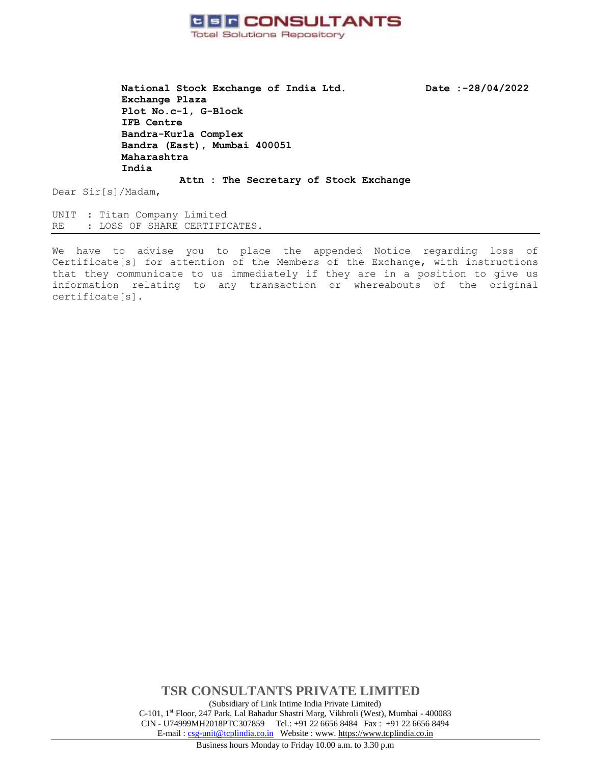**TSR CONSULTANTS**
Total Solutions Repository

**National Stock Exchange of India Ltd.**
**Exchange Plaza**
**Plot No.c-1, G-Block**
**IFB Centre**
**Bandra-Kurla Complex**
**Bandra (East), Mumbai 400051**
**Maharashtra**
**India**

**Date :-28/04/2022**

**Attn : The Secretary of Stock Exchange**

Dear Sir[s]/Madam,

UNIT : Titan Company Limited
RE : LOSS OF SHARE CERTIFICATES.

---

We have to advise you to place the appended Notice regarding loss of Certificate[s] for attention of the Members of the Exchange, with instructions that they communicate to us immediately if they are in a position to give us information relating to any transaction or whereabouts of the original certificate[s].

**TSR CONSULTANTS PRIVATE LIMITED**
(Subsidiary of Link Intime India Private Limited)
C-101, 1st Floor, 247 Park, Lal Bahadur Shastri Marg, Vikhroli (West), Mumbai - 400083
CIN - U74999MH2018PTC307859 Tel.: +91 22 6656 8484 Fax : +91 22 6656 8494
E-mail : csg-unit@tcplindia.co.in Website : www. https://www.tcplindia.co.in

Business hours Monday to Friday 10.00 a.m. to 3.30 p.m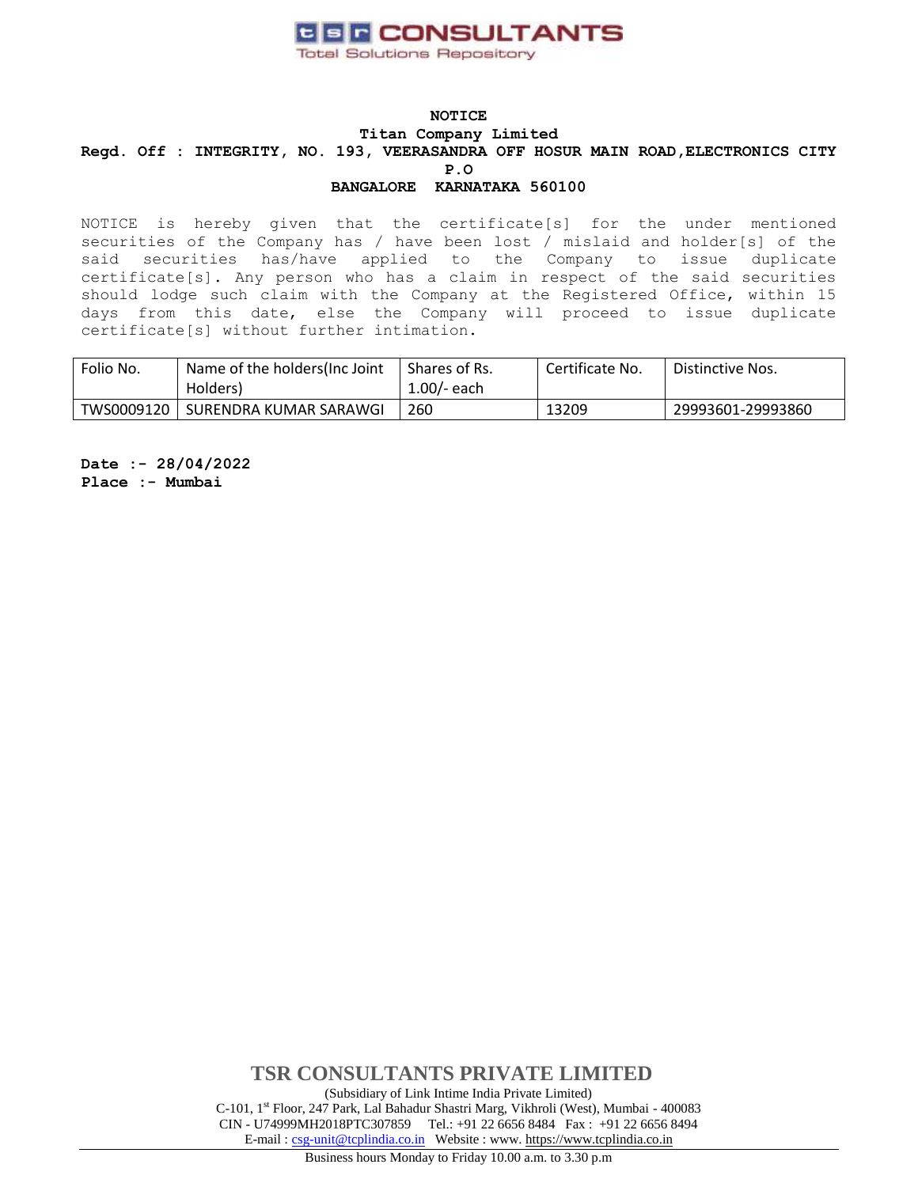# TSR CONSULTANTS
Total Solutions Repository

**NOTICE**

**Titan Company Limited**

**Regd. Off : INTEGRITY, NO. 193, VEERASANDRA OFF HOSUR MAIN ROAD,ELECTRONICS CITY P.O**

**BANGALORE KARNATAKA 560100**

NOTICE is hereby given that the certificate[s] for the under mentioned securities of the Company has / have been lost / mislaid and holder[s] of the said securities has/have applied to the Company to issue duplicate certificate[s]. Any person who has a claim in respect of the said securities should lodge such claim with the Company at the Registered Office, within 15 days from this date, else the Company will proceed to issue duplicate certificate[s] without further intimation.

| Folio No. | Name of the holders(Inc Joint Holders) | Shares of Rs. 1.00/- each | Certificate No. | Distinctive Nos. |
|---|---|---|---|---|
| TWS0009120 | SURENDRA KUMAR SARAWGI | 260 | 13209 | 29993601-29993860 |

**Date :- 28/04/2022**
**Place :- Mumbai**

**TSR CONSULTANTS PRIVATE LIMITED**

(Subsidiary of Link Intime India Private Limited)
C-101, 1st Floor, 247 Park, Lal Bahadur Shastri Marg, Vikhroli (West), Mumbai - 400083
CIN - U74999MH2018PTC307859 Tel.: +91 22 6656 8484 Fax : +91 22 6656 8494
E-mail : csg-unit@tcplindia.co.in Website : www. https://www.tcplindia.co.in

Business hours Monday to Friday 10.00 a.m. to 3.30 p.m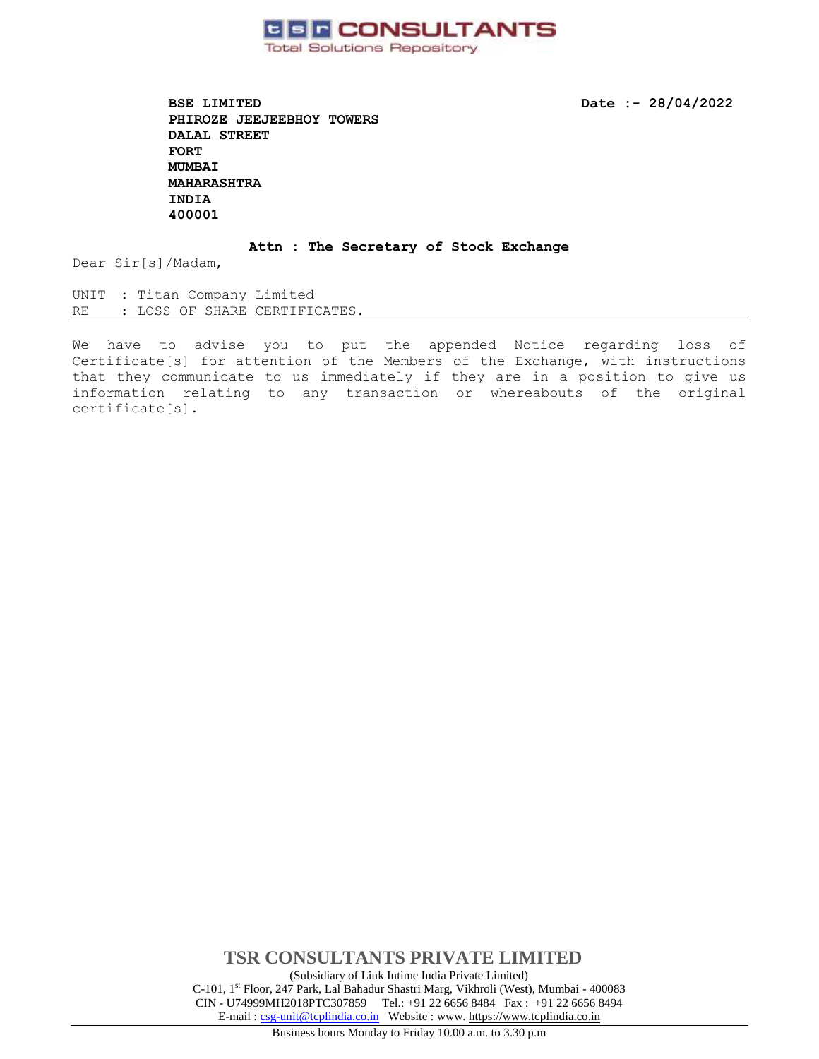**tsr CONSULTANTS**
Total Solutions Repository

**BSE LIMITED**
**PHIROZE JEEJEEBHOY TOWERS**
**DALAL STREET**
**FORT**
**MUMBAI**
**MAHARASHTRA**
**INDIA**
**400001**

**Date :- 28/04/2022**

**Attn : The Secretary of Stock Exchange**

Dear Sir[s]/Madam,

UNIT : Titan Company Limited
RE : LOSS OF SHARE CERTIFICATES.

---

We have to advise you to put the appended Notice regarding loss of Certificate[s] for attention of the Members of the Exchange, with instructions that they communicate to us immediately if they are in a position to give us information relating to any transaction or whereabouts of the original certificate[s].

**TSR CONSULTANTS PRIVATE LIMITED**
(Subsidiary of Link Intime India Private Limited)
C-101, 1st Floor, 247 Park, Lal Bahadur Shastri Marg, Vikhroli (West), Mumbai - 400083
CIN - U74999MH2018PTC307859 Tel.: +91 22 6656 8484 Fax : +91 22 6656 8494
E-mail : csg-unit@tcplindia.co.in Website : www. https://www.tcplindia.co.in

Business hours Monday to Friday 10.00 a.m. to 3.30 p.m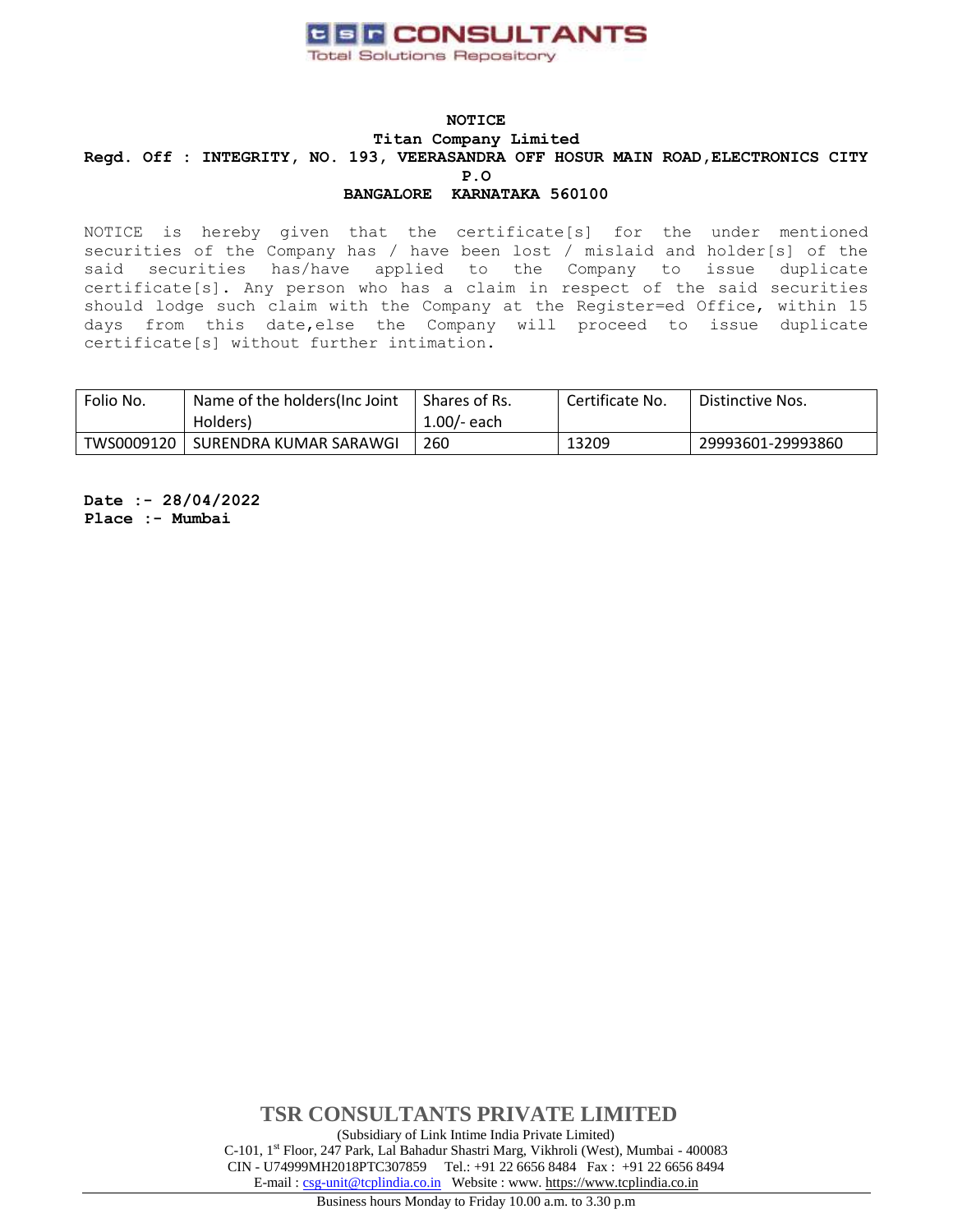**tsr CONSULTANTS**
Total Solutions Repository

**NOTICE**

**Titan Company Limited**

**Regd. Off : INTEGRITY, NO. 193, VEERASANDRA OFF HOSUR MAIN ROAD,ELECTRONICS CITY P.O**

**BANGALORE KARNATAKA 560100**

NOTICE is hereby given that the certificate[s] for the under mentioned securities of the Company has / have been lost / mislaid and holder[s] of the said securities has/have applied to the Company to issue duplicate certificate[s]. Any person who has a claim in respect of the said securities should lodge such claim with the Company at the Register=ed Office, within 15 days from this date,else the Company will proceed to issue duplicate certificate[s] without further intimation.

| Folio No. | Name of the holders(Inc Joint Holders) | Shares of Rs. 1.00/- each | Certificate No. | Distinctive Nos. |
|---|---|---|---|---|
| TWS0009120 | SURENDRA KUMAR SARAWGI | 260 | 13209 | 29993601-29993860 |

**Date :- 28/04/2022**
**Place :- Mumbai**

**TSR CONSULTANTS PRIVATE LIMITED**
(Subsidiary of Link Intime India Private Limited)
C-101, 1st Floor, 247 Park, Lal Bahadur Shastri Marg, Vikhroli (West), Mumbai - 400083
CIN - U74999MH2018PTC307859 Tel.: +91 22 6656 8484 Fax : +91 22 6656 8494
E-mail : csg-unit@tcplindia.co.in Website : www. https://www.tcplindia.co.in
Business hours Monday to Friday 10.00 a.m. to 3.30 p.m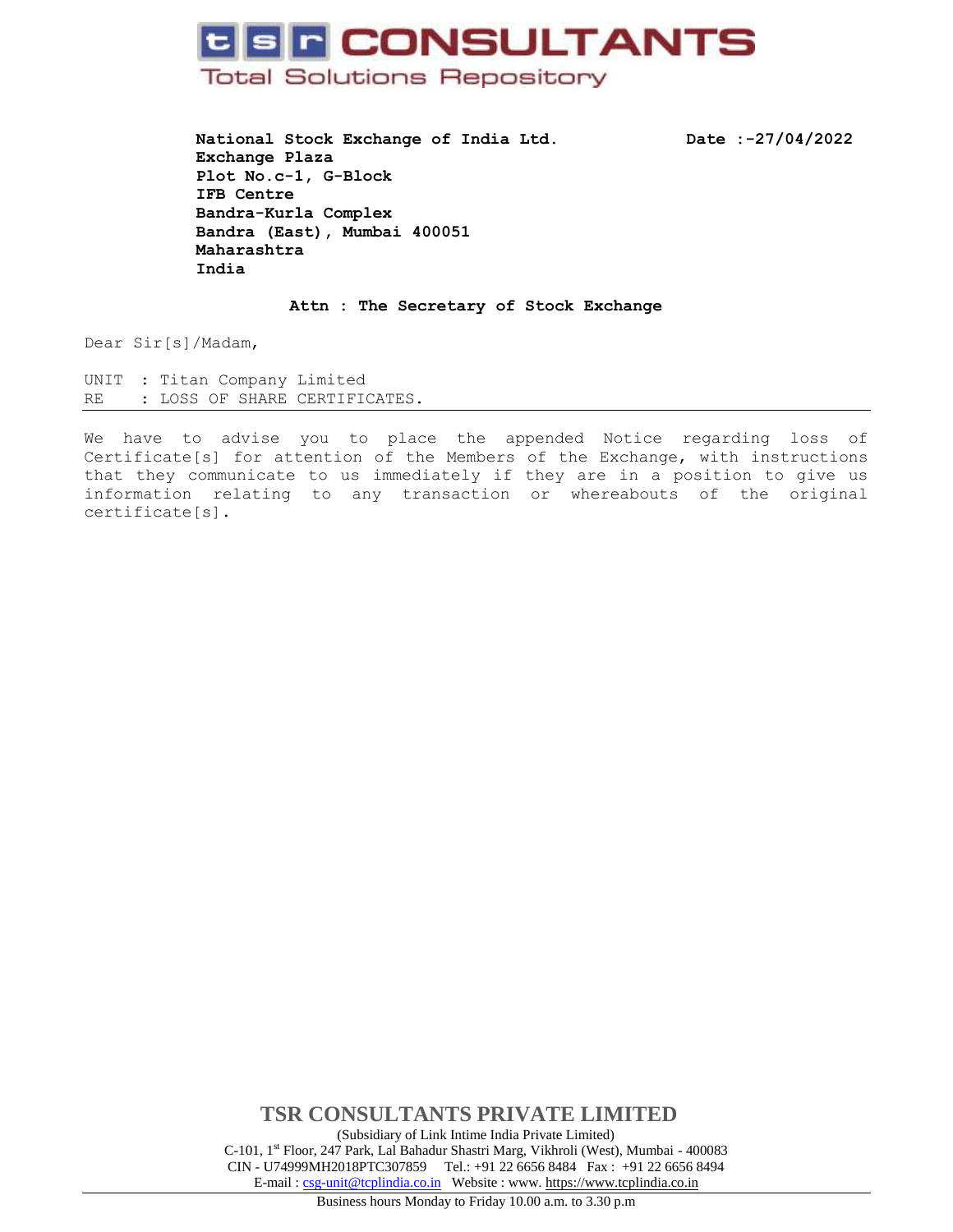# tsr CONSULTANTS

Total Solutions Repository

**National Stock Exchange of India Ltd.**
**Exchange Plaza**
**Plot No.c-1, G-Block**
**IFB Centre**
**Bandra-Kurla Complex**
**Bandra (East), Mumbai 400051**
**Maharashtra**
**India**

**Date :-27/04/2022**

**Attn : The Secretary of Stock Exchange**

Dear Sir[s]/Madam,

UNIT : Titan Company Limited
RE : LOSS OF SHARE CERTIFICATES.

---

We have to advise you to place the appended Notice regarding loss of Certificate[s] for attention of the Members of the Exchange, with instructions that they communicate to us immediately if they are in a position to give us information relating to any transaction or whereabouts of the original certificate[s].

**TSR CONSULTANTS PRIVATE LIMITED**

(Subsidiary of Link Intime India Private Limited)
C-101, 1st Floor, 247 Park, Lal Bahadur Shastri Marg, Vikhroli (West), Mumbai - 400083
CIN - U74999MH2018PTC307859 Tel.: +91 22 6656 8484 Fax : +91 22 6656 8494
E-mail : csg-unit@tcplindia.co.in Website : www. https://www.tcplindia.co.in

Business hours Monday to Friday 10.00 a.m. to 3.30 p.m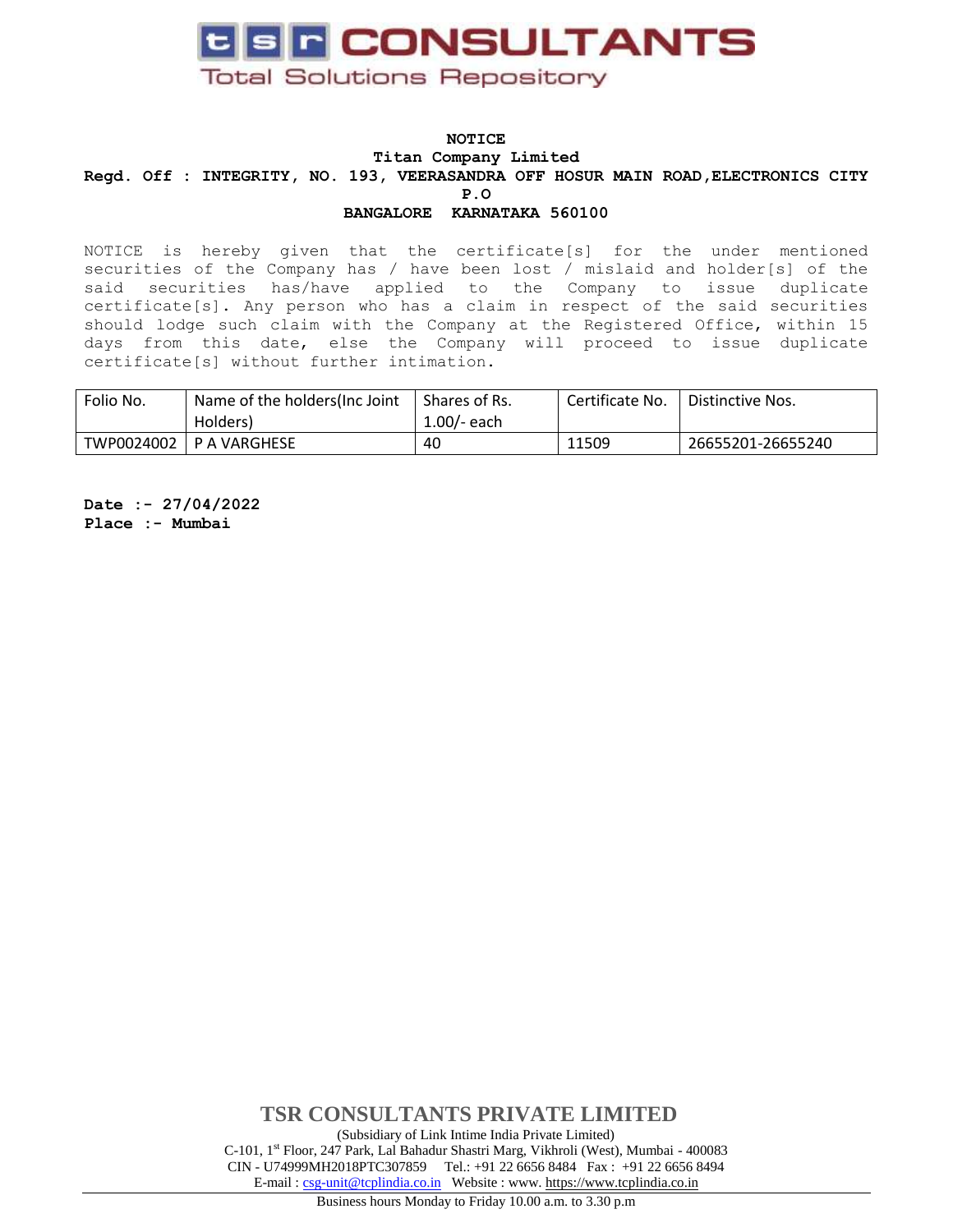**TSR CONSULTANTS**

Total Solutions Repository

**NOTICE**

**Titan Company Limited**

**Regd. Off : INTEGRITY, NO. 193, VEERASANDRA OFF HOSUR MAIN ROAD,ELECTRONICS CITY P.O**

**BANGALORE KARNATAKA 560100**

NOTICE is hereby given that the certificate[s] for the under mentioned securities of the Company has / have been lost / mislaid and holder[s] of the said securities has/have applied to the Company to issue duplicate certificate[s]. Any person who has a claim in respect of the said securities should lodge such claim with the Company at the Registered Office, within 15 days from this date, else the Company will proceed to issue duplicate certificate[s] without further intimation.

| Folio No. | Name of the holders(Inc Joint Holders) | Shares of Rs. 1.00/- each | Certificate No. | Distinctive Nos. |
|---|---|---|---|---|
| TWP0024002 | P A VARGHESE | 40 | 11509 | 26655201-26655240 |

**Date :- 27/04/2022**
**Place :- Mumbai**

**TSR CONSULTANTS PRIVATE LIMITED**

(Subsidiary of Link Intime India Private Limited)

C-101, 1st Floor, 247 Park, Lal Bahadur Shastri Marg, Vikhroli (West), Mumbai - 400083

CIN - U74999MH2018PTC307859 Tel.: +91 22 6656 8484 Fax : +91 22 6656 8494

E-mail : csg-unit@tcplindia.co.in Website : www. https://www.tcplindia.co.in

Business hours Monday to Friday 10.00 a.m. to 3.30 p.m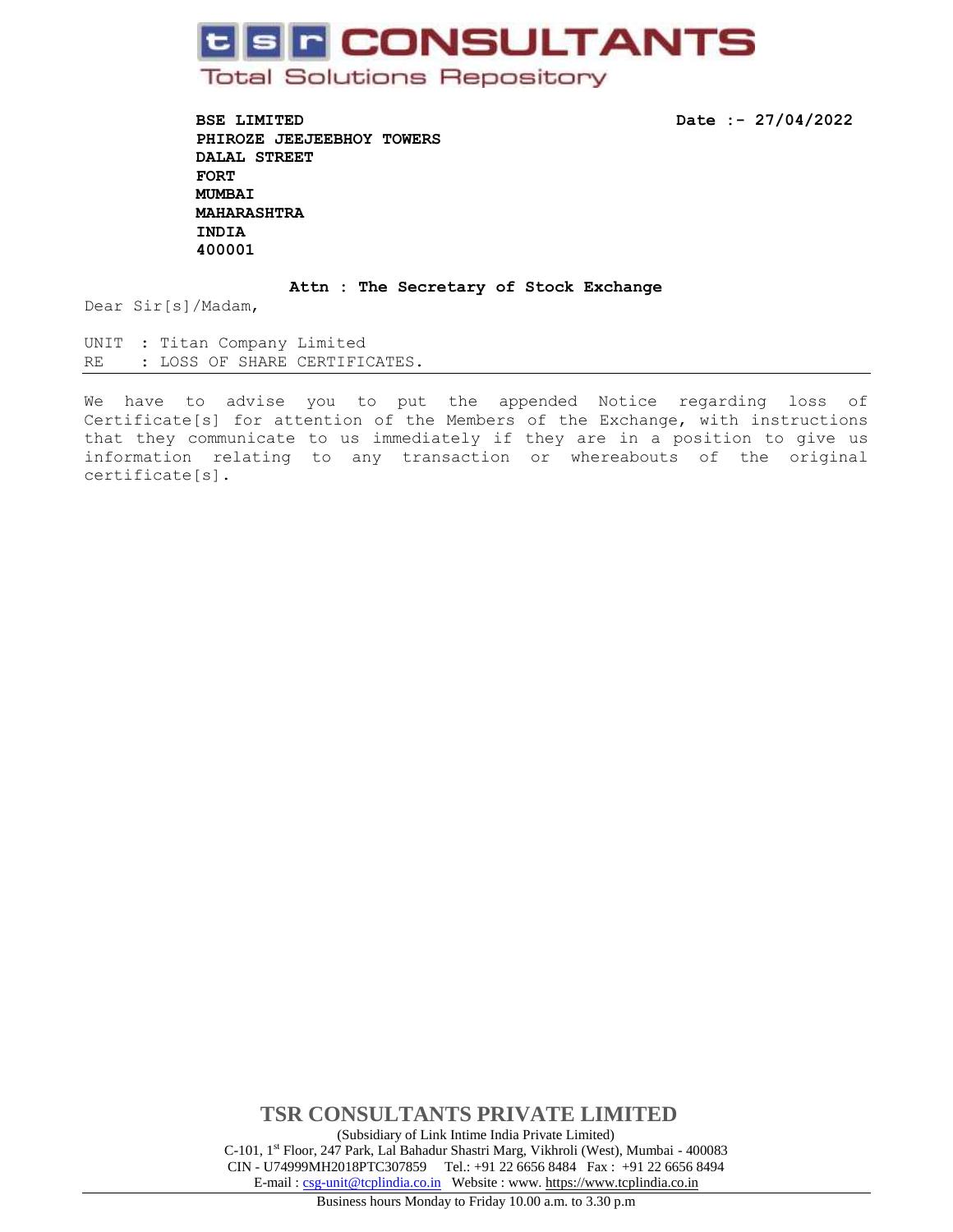# tsr CONSULTANTS

Total Solutions Repository

**BSE LIMITED**
**PHIROZE JEEJEEBHOY TOWERS**
**DALAL STREET**
**FORT**
**MUMBAI**
**MAHARASHTRA**
**INDIA**
**400001**

**Date :- 27/04/2022**

**Attn : The Secretary of Stock Exchange**

Dear Sir[s]/Madam,

UNIT : Titan Company Limited
RE : LOSS OF SHARE CERTIFICATES.

---

We have to advise you to put the appended Notice regarding loss of Certificate[s] for attention of the Members of the Exchange, with instructions that they communicate to us immediately if they are in a position to give us information relating to any transaction or whereabouts of the original certificate[s].

**TSR CONSULTANTS PRIVATE LIMITED**

(Subsidiary of Link Intime India Private Limited)
C-101, 1st Floor, 247 Park, Lal Bahadur Shastri Marg, Vikhroli (West), Mumbai - 400083
CIN - U74999MH2018PTC307859 Tel.: +91 22 6656 8484 Fax : +91 22 6656 8494
E-mail : csg-unit@tcplindia.co.in Website : www. https://www.tcplindia.co.in

Business hours Monday to Friday 10.00 a.m. to 3.30 p.m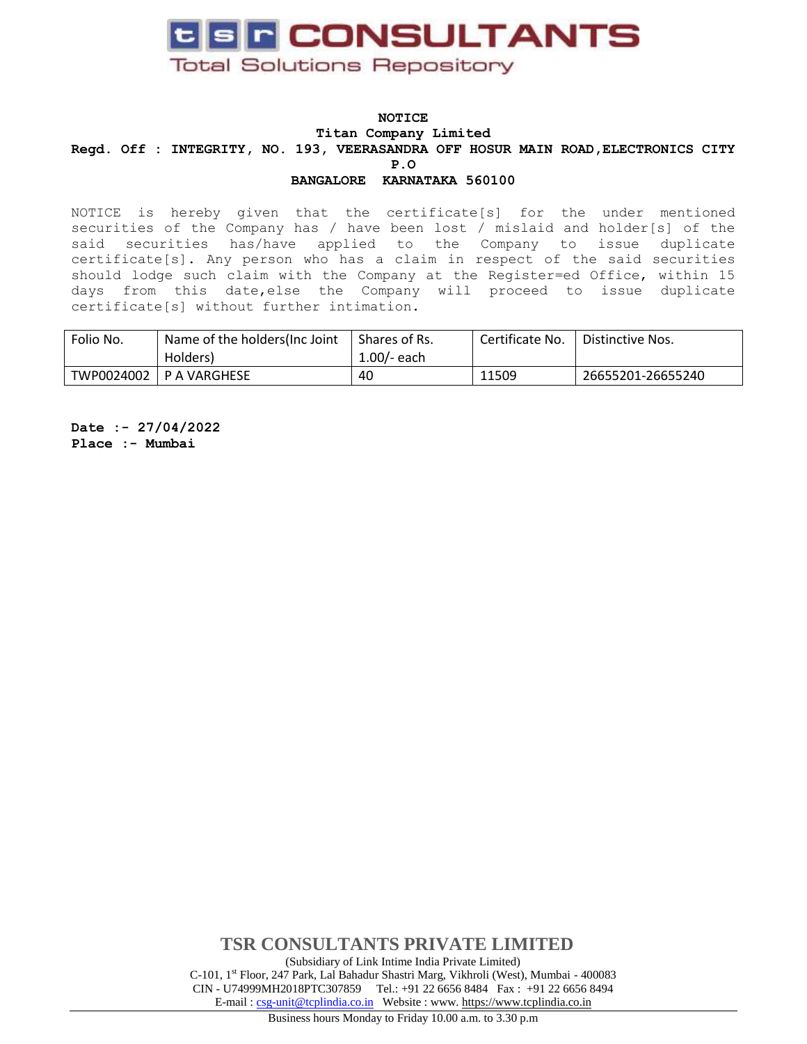**tsr CONSULTANTS**
Total Solutions Repository

**NOTICE**
**Titan Company Limited**
**Regd. Off : INTEGRITY, NO. 193, VEERASANDRA OFF HOSUR MAIN ROAD,ELECTRONICS CITY P.O**
**BANGALORE KARNATAKA 560100**

NOTICE is hereby given that the certificate[s] for the under mentioned securities of the Company has / have been lost / mislaid and holder[s] of the said securities has/have applied to the Company to issue duplicate certificate[s]. Any person who has a claim in respect of the said securities should lodge such claim with the Company at the Register=ed Office, within 15 days from this date,else the Company will proceed to issue duplicate certificate[s] without further intimation.

| Folio No. | Name of the holders(Inc Joint Holders) | Shares of Rs. 1.00/- each | Certificate No. | Distinctive Nos. |
|---|---|---|---|---|
| TWP0024002 | P A VARGHESE | 40 | 11509 | 26655201-26655240 |

**Date :- 27/04/2022**
**Place :- Mumbai**

**TSR CONSULTANTS PRIVATE LIMITED**
(Subsidiary of Link Intime India Private Limited)
C-101, 1st Floor, 247 Park, Lal Bahadur Shastri Marg, Vikhroli (West), Mumbai - 400083
CIN - U74999MH2018PTC307859 Tel.: +91 22 6656 8484 Fax : +91 22 6656 8494
E-mail : csg-unit@tcplindia.co.in Website : www. https://www.tcplindia.co.in
Business hours Monday to Friday 10.00 a.m. to 3.30 p.m